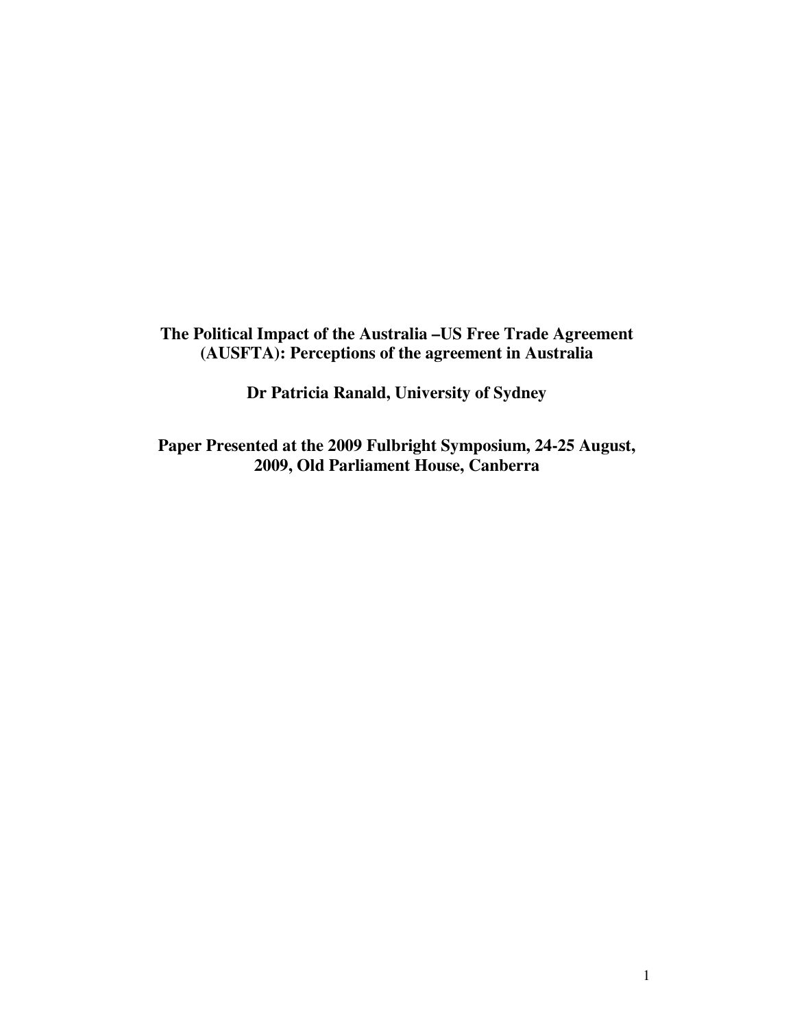# The Political Impact of the Australia –US Free Trade Agreement (AUSFTA): Perceptions of the agreement in Australia

**Dr Patricia Ranald, University of Sydney**

**Paper Presented at the 2009 Fulbright Symposium, 24-25 August, 2009, Old Parliament House, Canberra**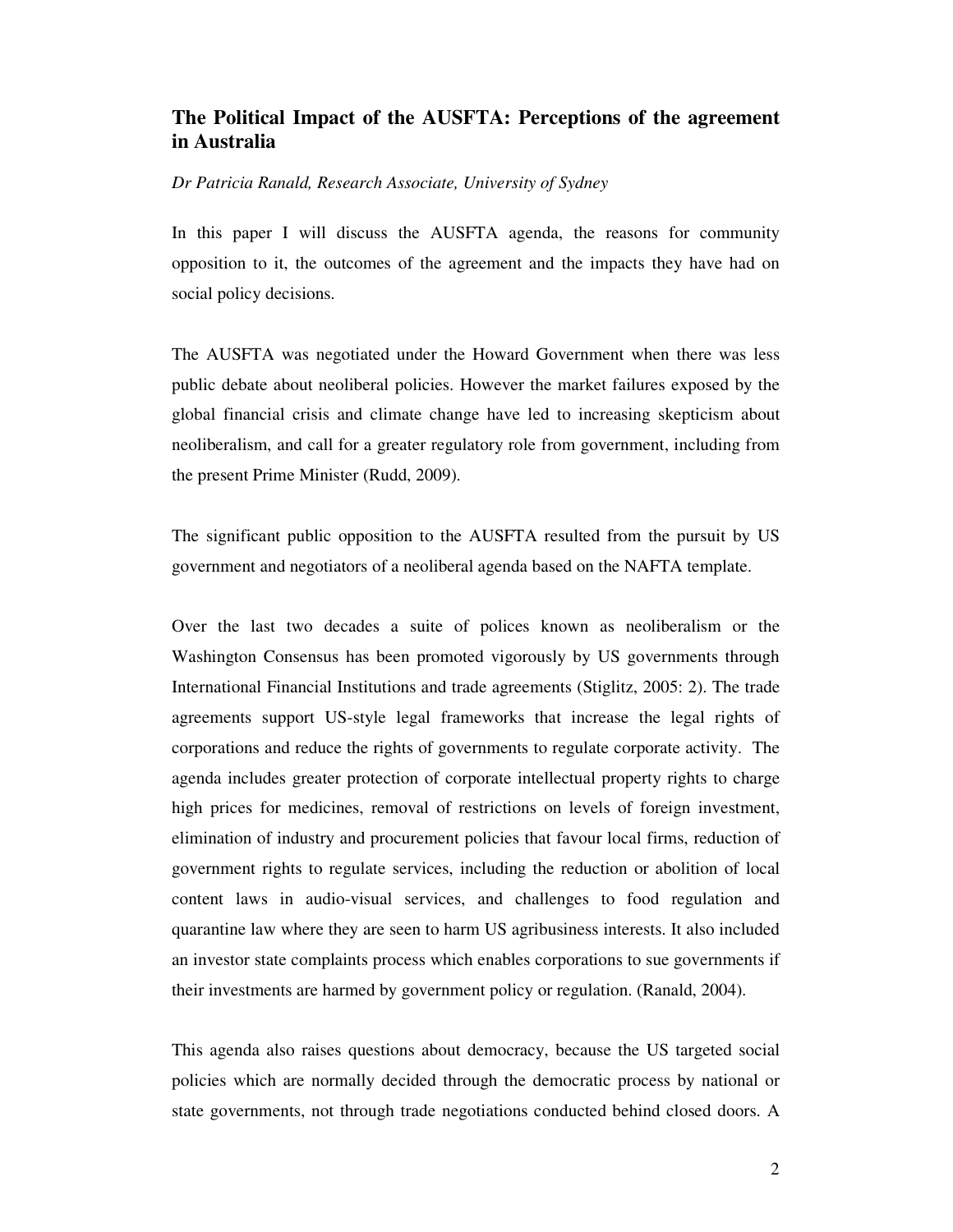# The Political Impact of the AUSFTA: Perceptions of the agreement in Australia

*Dr Patricia Ranald, Research Associate, University of Sydney*

In this paper I will discuss the AUSFTA agenda, the reasons for community opposition to it, the outcomes of the agreement and the impacts they have had on social policy decisions.

The AUSFTA was negotiated under the Howard Government when there was less public debate about neoliberal policies. However the market failures exposed by the global financial crisis and climate change have led to increasing skepticism about neoliberalism, and call for a greater regulatory role from government, including from the present Prime Minister (Rudd, 2009).

The significant public opposition to the AUSFTA resulted from the pursuit by US government and negotiators of a neoliberal agenda based on the NAFTA template.

Over the last two decades a suite of polices known as neoliberalism or the Washington Consensus has been promoted vigorously by US governments through International Financial Institutions and trade agreements (Stiglitz, 2005: 2). The trade agreements support US-style legal frameworks that increase the legal rights of corporations and reduce the rights of governments to regulate corporate activity. The agenda includes greater protection of corporate intellectual property rights to charge high prices for medicines, removal of restrictions on levels of foreign investment, elimination of industry and procurement policies that favour local firms, reduction of government rights to regulate services, including the reduction or abolition of local content laws in audio-visual services, and challenges to food regulation and quarantine law where they are seen to harm US agribusiness interests. It also included an investor state complaints process which enables corporations to sue governments if their investments are harmed by government policy or regulation. (Ranald, 2004).

This agenda also raises questions about democracy, because the US targeted social policies which are normally decided through the democratic process by national or state governments, not through trade negotiations conducted behind closed doors. A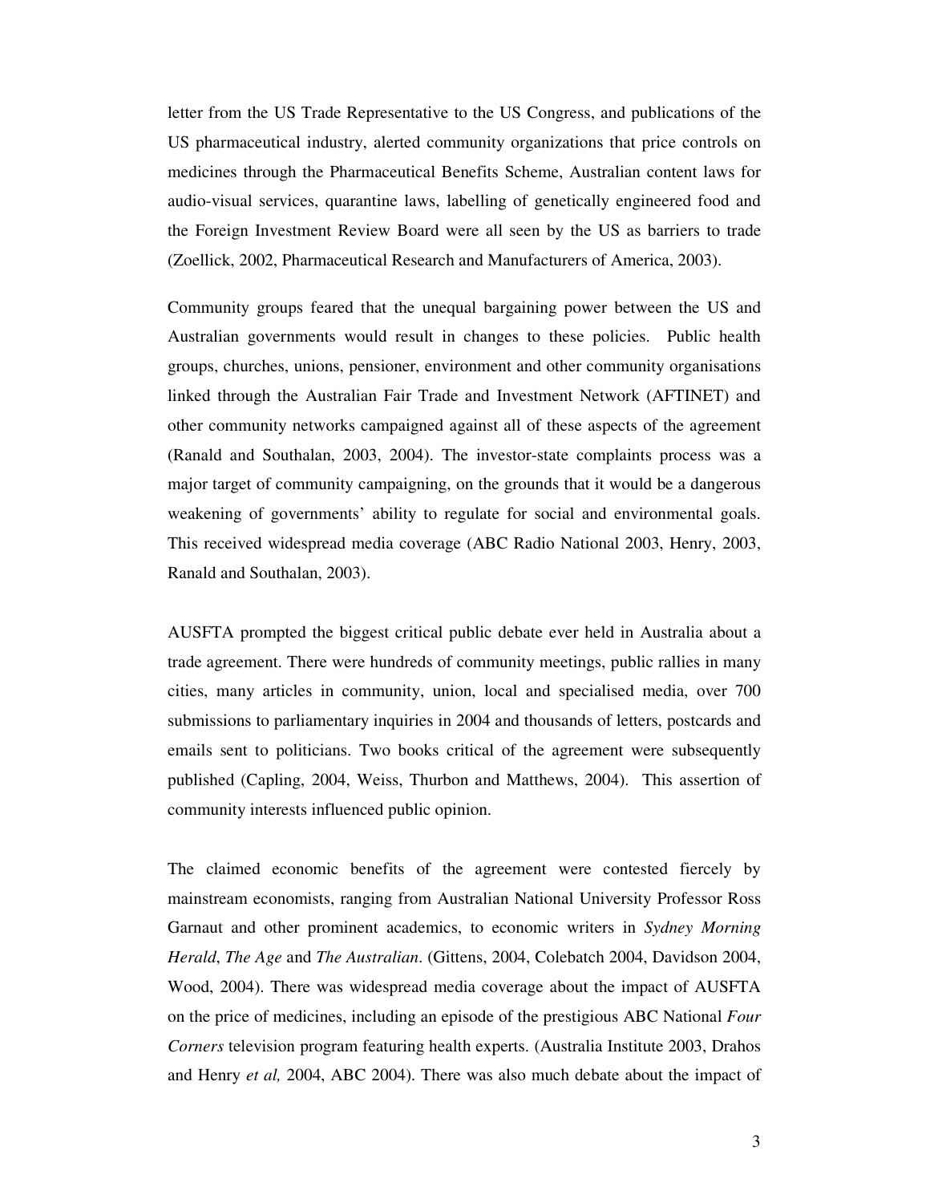letter from the US Trade Representative to the US Congress, and publications of the US pharmaceutical industry, alerted community organizations that price controls on medicines through the Pharmaceutical Benefits Scheme, Australian content laws for audio-visual services, quarantine laws, labelling of genetically engineered food and the Foreign Investment Review Board were all seen by the US as barriers to trade (Zoellick, 2002, Pharmaceutical Research and Manufacturers of America, 2003).

Community groups feared that the unequal bargaining power between the US and Australian governments would result in changes to these policies. Public health groups, churches, unions, pensioner, environment and other community organisations linked through the Australian Fair Trade and Investment Network (AFTINET) and other community networks campaigned against all of these aspects of the agreement (Ranald and Southalan, 2003, 2004). The investor-state complaints process was a major target of community campaigning, on the grounds that it would be a dangerous weakening of governments' ability to regulate for social and environmental goals. This received widespread media coverage (ABC Radio National 2003, Henry, 2003, Ranald and Southalan, 2003).

AUSFTA prompted the biggest critical public debate ever held in Australia about a trade agreement. There were hundreds of community meetings, public rallies in many cities, many articles in community, union, local and specialised media, over 700 submissions to parliamentary inquiries in 2004 and thousands of letters, postcards and emails sent to politicians. Two books critical of the agreement were subsequently published (Capling, 2004, Weiss, Thurbon and Matthews, 2004). This assertion of community interests influenced public opinion.

The claimed economic benefits of the agreement were contested fiercely by mainstream economists, ranging from Australian National University Professor Ross Garnaut and other prominent academics, to economic writers in *Sydney Morning Herald*, *The Age* and *The Australian*. (Gittens, 2004, Colebatch 2004, Davidson 2004, Wood, 2004). There was widespread media coverage about the impact of AUSFTA on the price of medicines, including an episode of the prestigious ABC National *Four Corners* television program featuring health experts. (Australia Institute 2003, Drahos and Henry *et al,* 2004, ABC 2004). There was also much debate about the impact of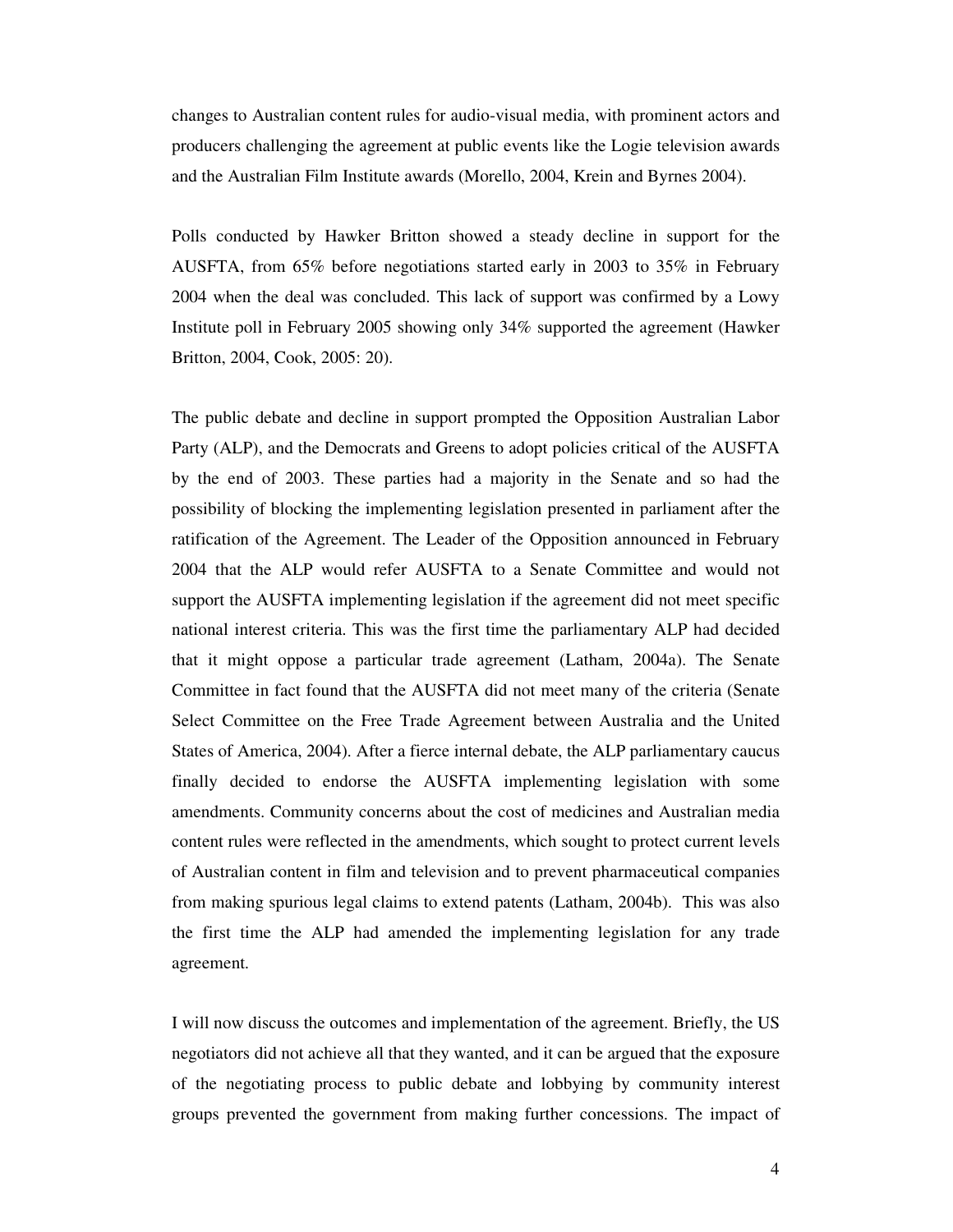changes to Australian content rules for audio-visual media, with prominent actors and producers challenging the agreement at public events like the Logie television awards and the Australian Film Institute awards (Morello, 2004, Krein and Byrnes 2004).

Polls conducted by Hawker Britton showed a steady decline in support for the AUSFTA, from 65% before negotiations started early in 2003 to 35% in February 2004 when the deal was concluded. This lack of support was confirmed by a Lowy Institute poll in February 2005 showing only 34% supported the agreement (Hawker Britton, 2004, Cook, 2005: 20).

The public debate and decline in support prompted the Opposition Australian Labor Party (ALP), and the Democrats and Greens to adopt policies critical of the AUSFTA by the end of 2003. These parties had a majority in the Senate and so had the possibility of blocking the implementing legislation presented in parliament after the ratification of the Agreement. The Leader of the Opposition announced in February 2004 that the ALP would refer AUSFTA to a Senate Committee and would not support the AUSFTA implementing legislation if the agreement did not meet specific national interest criteria. This was the first time the parliamentary ALP had decided that it might oppose a particular trade agreement (Latham, 2004a). The Senate Committee in fact found that the AUSFTA did not meet many of the criteria (Senate Select Committee on the Free Trade Agreement between Australia and the United States of America, 2004). After a fierce internal debate, the ALP parliamentary caucus finally decided to endorse the AUSFTA implementing legislation with some amendments. Community concerns about the cost of medicines and Australian media content rules were reflected in the amendments, which sought to protect current levels of Australian content in film and television and to prevent pharmaceutical companies from making spurious legal claims to extend patents (Latham, 2004b). This was also the first time the ALP had amended the implementing legislation for any trade agreement.

I will now discuss the outcomes and implementation of the agreement. Briefly, the US negotiators did not achieve all that they wanted, and it can be argued that the exposure of the negotiating process to public debate and lobbying by community interest groups prevented the government from making further concessions. The impact of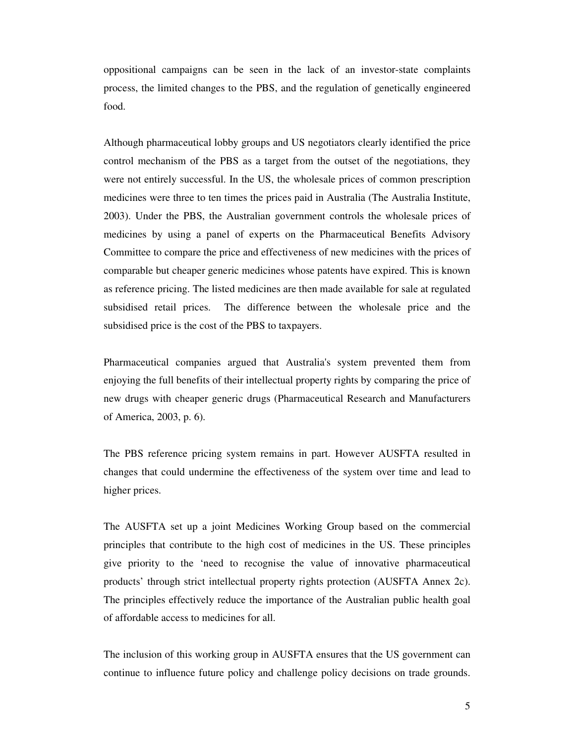oppositional campaigns can be seen in the lack of an investor-state complaints process, the limited changes to the PBS, and the regulation of genetically engineered food.

Although pharmaceutical lobby groups and US negotiators clearly identified the price control mechanism of the PBS as a target from the outset of the negotiations, they were not entirely successful. In the US, the wholesale prices of common prescription medicines were three to ten times the prices paid in Australia (The Australia Institute, 2003). Under the PBS, the Australian government controls the wholesale prices of medicines by using a panel of experts on the Pharmaceutical Benefits Advisory Committee to compare the price and effectiveness of new medicines with the prices of comparable but cheaper generic medicines whose patents have expired. This is known as reference pricing. The listed medicines are then made available for sale at regulated subsidised retail prices. The difference between the wholesale price and the subsidised price is the cost of the PBS to taxpayers.

Pharmaceutical companies argued that Australia's system prevented them from enjoying the full benefits of their intellectual property rights by comparing the price of new drugs with cheaper generic drugs (Pharmaceutical Research and Manufacturers of America, 2003, p. 6).

The PBS reference pricing system remains in part. However AUSFTA resulted in changes that could undermine the effectiveness of the system over time and lead to higher prices.

The AUSFTA set up a joint Medicines Working Group based on the commercial principles that contribute to the high cost of medicines in the US. These principles give priority to the 'need to recognise the value of innovative pharmaceutical products' through strict intellectual property rights protection (AUSFTA Annex 2c). The principles effectively reduce the importance of the Australian public health goal of affordable access to medicines for all.

The inclusion of this working group in AUSFTA ensures that the US government can continue to influence future policy and challenge policy decisions on trade grounds.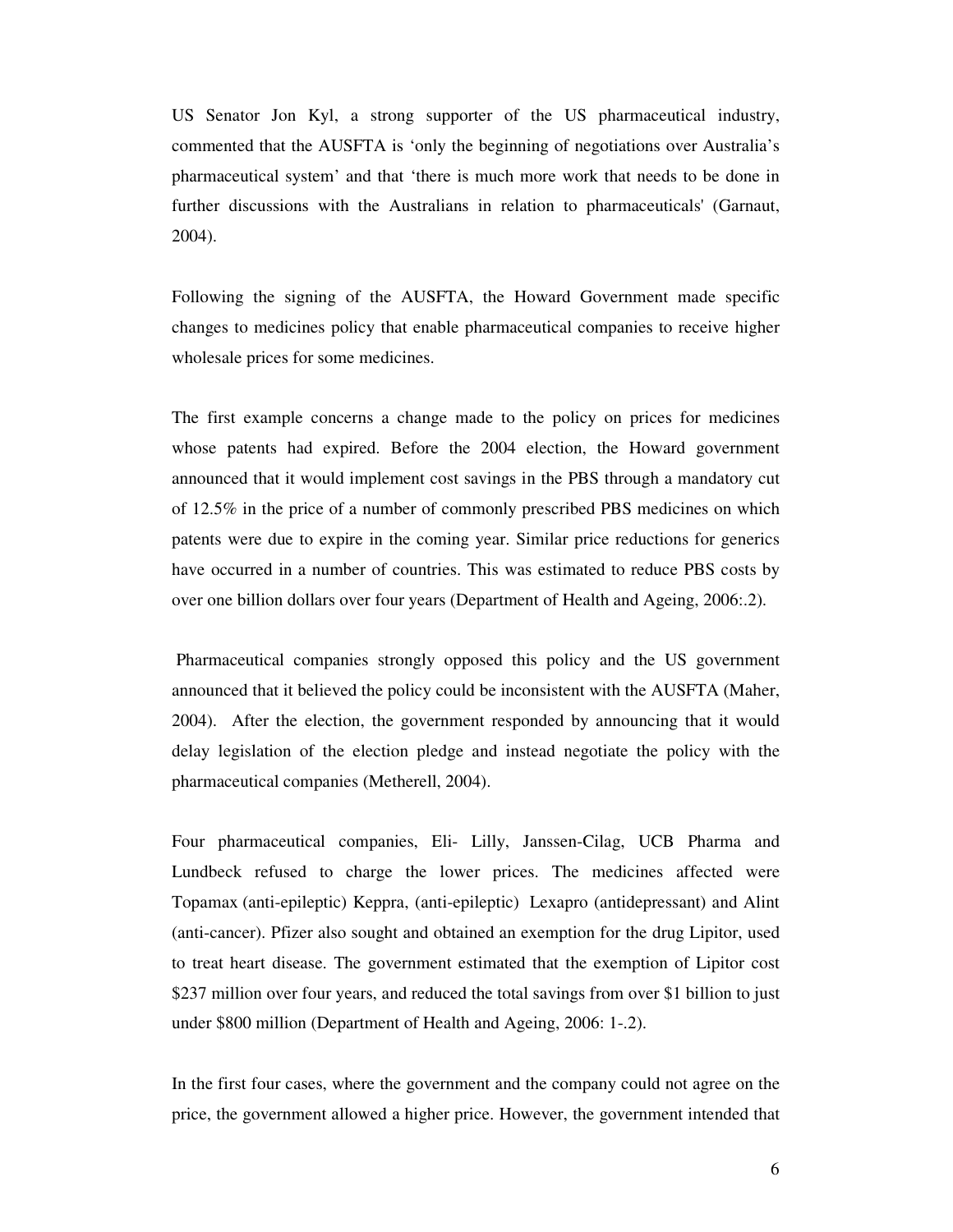US Senator Jon Kyl, a strong supporter of the US pharmaceutical industry, commented that the AUSFTA is 'only the beginning of negotiations over Australia's pharmaceutical system' and that 'there is much more work that needs to be done in further discussions with the Australians in relation to pharmaceuticals' (Garnaut, 2004).

Following the signing of the AUSFTA, the Howard Government made specific changes to medicines policy that enable pharmaceutical companies to receive higher wholesale prices for some medicines.

The first example concerns a change made to the policy on prices for medicines whose patents had expired. Before the 2004 election, the Howard government announced that it would implement cost savings in the PBS through a mandatory cut of 12.5% in the price of a number of commonly prescribed PBS medicines on which patents were due to expire in the coming year. Similar price reductions for generics have occurred in a number of countries. This was estimated to reduce PBS costs by over one billion dollars over four years (Department of Health and Ageing, 2006:.2).

Pharmaceutical companies strongly opposed this policy and the US government announced that it believed the policy could be inconsistent with the AUSFTA (Maher, 2004). After the election, the government responded by announcing that it would delay legislation of the election pledge and instead negotiate the policy with the pharmaceutical companies (Metherell, 2004).

Four pharmaceutical companies, Eli- Lilly, Janssen-Cilag, UCB Pharma and Lundbeck refused to charge the lower prices. The medicines affected were Topamax (anti-epileptic) Keppra, (anti-epileptic) Lexapro (antidepressant) and Alint (anti-cancer). Pfizer also sought and obtained an exemption for the drug Lipitor, used to treat heart disease. The government estimated that the exemption of Lipitor cost $237 million over four years, and reduced the total savings from over $1 billion to just under $800 million (Department of Health and Ageing, 2006: 1-.2).

In the first four cases, where the government and the company could not agree on the price, the government allowed a higher price. However, the government intended that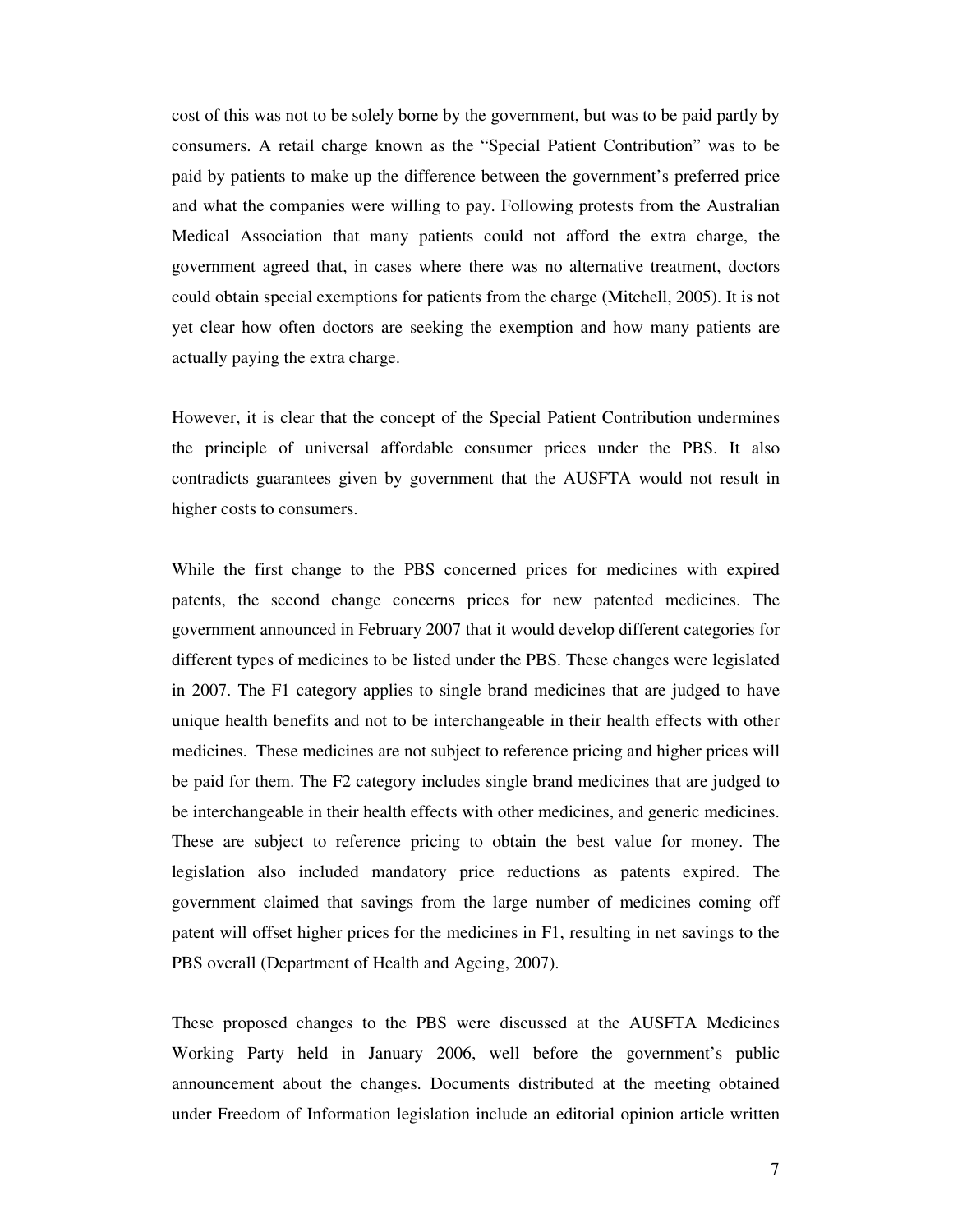cost of this was not to be solely borne by the government, but was to be paid partly by consumers. A retail charge known as the "Special Patient Contribution" was to be paid by patients to make up the difference between the government's preferred price and what the companies were willing to pay. Following protests from the Australian Medical Association that many patients could not afford the extra charge, the government agreed that, in cases where there was no alternative treatment, doctors could obtain special exemptions for patients from the charge (Mitchell, 2005). It is not yet clear how often doctors are seeking the exemption and how many patients are actually paying the extra charge.

However, it is clear that the concept of the Special Patient Contribution undermines the principle of universal affordable consumer prices under the PBS. It also contradicts guarantees given by government that the AUSFTA would not result in higher costs to consumers.

While the first change to the PBS concerned prices for medicines with expired patents, the second change concerns prices for new patented medicines. The government announced in February 2007 that it would develop different categories for different types of medicines to be listed under the PBS. These changes were legislated in 2007. The F1 category applies to single brand medicines that are judged to have unique health benefits and not to be interchangeable in their health effects with other medicines. These medicines are not subject to reference pricing and higher prices will be paid for them. The F2 category includes single brand medicines that are judged to be interchangeable in their health effects with other medicines, and generic medicines. These are subject to reference pricing to obtain the best value for money. The legislation also included mandatory price reductions as patents expired. The government claimed that savings from the large number of medicines coming off patent will offset higher prices for the medicines in F1, resulting in net savings to the PBS overall (Department of Health and Ageing, 2007).

These proposed changes to the PBS were discussed at the AUSFTA Medicines Working Party held in January 2006, well before the government's public announcement about the changes. Documents distributed at the meeting obtained under Freedom of Information legislation include an editorial opinion article written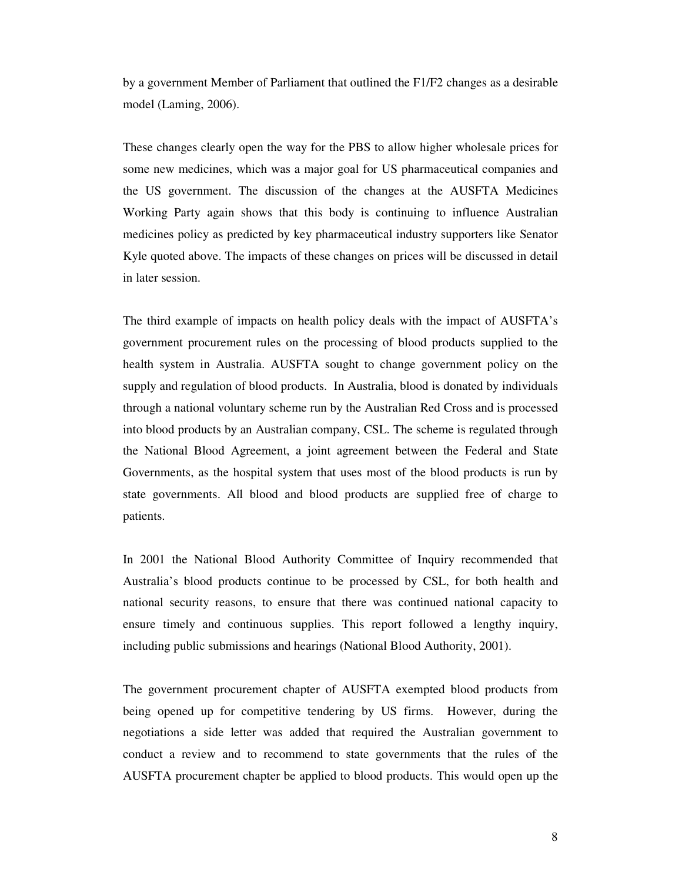by a government Member of Parliament that outlined the F1/F2 changes as a desirable model (Laming, 2006).

These changes clearly open the way for the PBS to allow higher wholesale prices for some new medicines, which was a major goal for US pharmaceutical companies and the US government. The discussion of the changes at the AUSFTA Medicines Working Party again shows that this body is continuing to influence Australian medicines policy as predicted by key pharmaceutical industry supporters like Senator Kyle quoted above. The impacts of these changes on prices will be discussed in detail in later session.

The third example of impacts on health policy deals with the impact of AUSFTA's government procurement rules on the processing of blood products supplied to the health system in Australia. AUSFTA sought to change government policy on the supply and regulation of blood products. In Australia, blood is donated by individuals through a national voluntary scheme run by the Australian Red Cross and is processed into blood products by an Australian company, CSL. The scheme is regulated through the National Blood Agreement, a joint agreement between the Federal and State Governments, as the hospital system that uses most of the blood products is run by state governments. All blood and blood products are supplied free of charge to patients.

In 2001 the National Blood Authority Committee of Inquiry recommended that Australia's blood products continue to be processed by CSL, for both health and national security reasons, to ensure that there was continued national capacity to ensure timely and continuous supplies. This report followed a lengthy inquiry, including public submissions and hearings (National Blood Authority, 2001).

The government procurement chapter of AUSFTA exempted blood products from being opened up for competitive tendering by US firms. However, during the negotiations a side letter was added that required the Australian government to conduct a review and to recommend to state governments that the rules of the AUSFTA procurement chapter be applied to blood products. This would open up the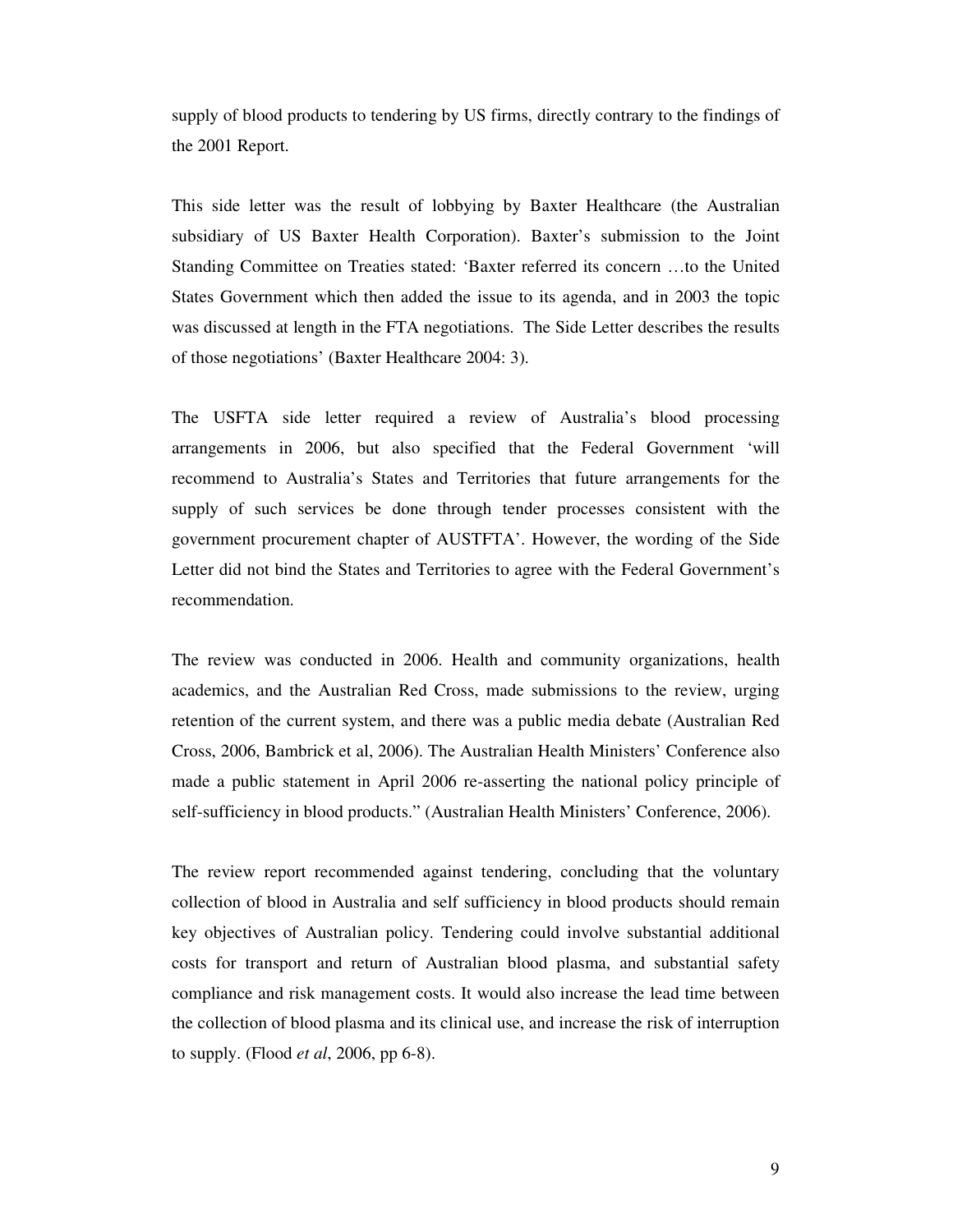supply of blood products to tendering by US firms, directly contrary to the findings of the 2001 Report.

This side letter was the result of lobbying by Baxter Healthcare (the Australian subsidiary of US Baxter Health Corporation). Baxter's submission to the Joint Standing Committee on Treaties stated: 'Baxter referred its concern …to the United States Government which then added the issue to its agenda, and in 2003 the topic was discussed at length in the FTA negotiations. The Side Letter describes the results of those negotiations' (Baxter Healthcare 2004: 3).

The USFTA side letter required a review of Australia's blood processing arrangements in 2006, but also specified that the Federal Government 'will recommend to Australia's States and Territories that future arrangements for the supply of such services be done through tender processes consistent with the government procurement chapter of AUSTFTA'. However, the wording of the Side Letter did not bind the States and Territories to agree with the Federal Government's recommendation.

The review was conducted in 2006. Health and community organizations, health academics, and the Australian Red Cross, made submissions to the review, urging retention of the current system, and there was a public media debate (Australian Red Cross, 2006, Bambrick et al, 2006). The Australian Health Ministers' Conference also made a public statement in April 2006 re-asserting the national policy principle of self-sufficiency in blood products." (Australian Health Ministers' Conference, 2006).

The review report recommended against tendering, concluding that the voluntary collection of blood in Australia and self sufficiency in blood products should remain key objectives of Australian policy. Tendering could involve substantial additional costs for transport and return of Australian blood plasma, and substantial safety compliance and risk management costs. It would also increase the lead time between the collection of blood plasma and its clinical use, and increase the risk of interruption to supply. (Flood *et al*, 2006, pp 6-8).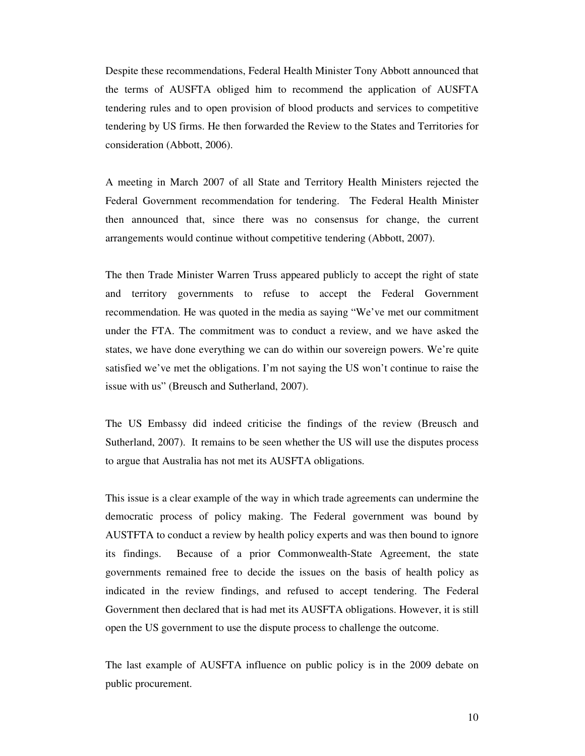Despite these recommendations, Federal Health Minister Tony Abbott announced that the terms of AUSFTA obliged him to recommend the application of AUSFTA tendering rules and to open provision of blood products and services to competitive tendering by US firms. He then forwarded the Review to the States and Territories for consideration (Abbott, 2006).

A meeting in March 2007 of all State and Territory Health Ministers rejected the Federal Government recommendation for tendering. The Federal Health Minister then announced that, since there was no consensus for change, the current arrangements would continue without competitive tendering (Abbott, 2007).

The then Trade Minister Warren Truss appeared publicly to accept the right of state and territory governments to refuse to accept the Federal Government recommendation. He was quoted in the media as saying "We've met our commitment under the FTA. The commitment was to conduct a review, and we have asked the states, we have done everything we can do within our sovereign powers. We're quite satisfied we've met the obligations. I'm not saying the US won't continue to raise the issue with us" (Breusch and Sutherland, 2007).

The US Embassy did indeed criticise the findings of the review (Breusch and Sutherland, 2007). It remains to be seen whether the US will use the disputes process to argue that Australia has not met its AUSFTA obligations.

This issue is a clear example of the way in which trade agreements can undermine the democratic process of policy making. The Federal government was bound by AUSTFTA to conduct a review by health policy experts and was then bound to ignore its findings. Because of a prior Commonwealth-State Agreement, the state governments remained free to decide the issues on the basis of health policy as indicated in the review findings, and refused to accept tendering. The Federal Government then declared that is had met its AUSFTA obligations. However, it is still open the US government to use the dispute process to challenge the outcome.

The last example of AUSFTA influence on public policy is in the 2009 debate on public procurement.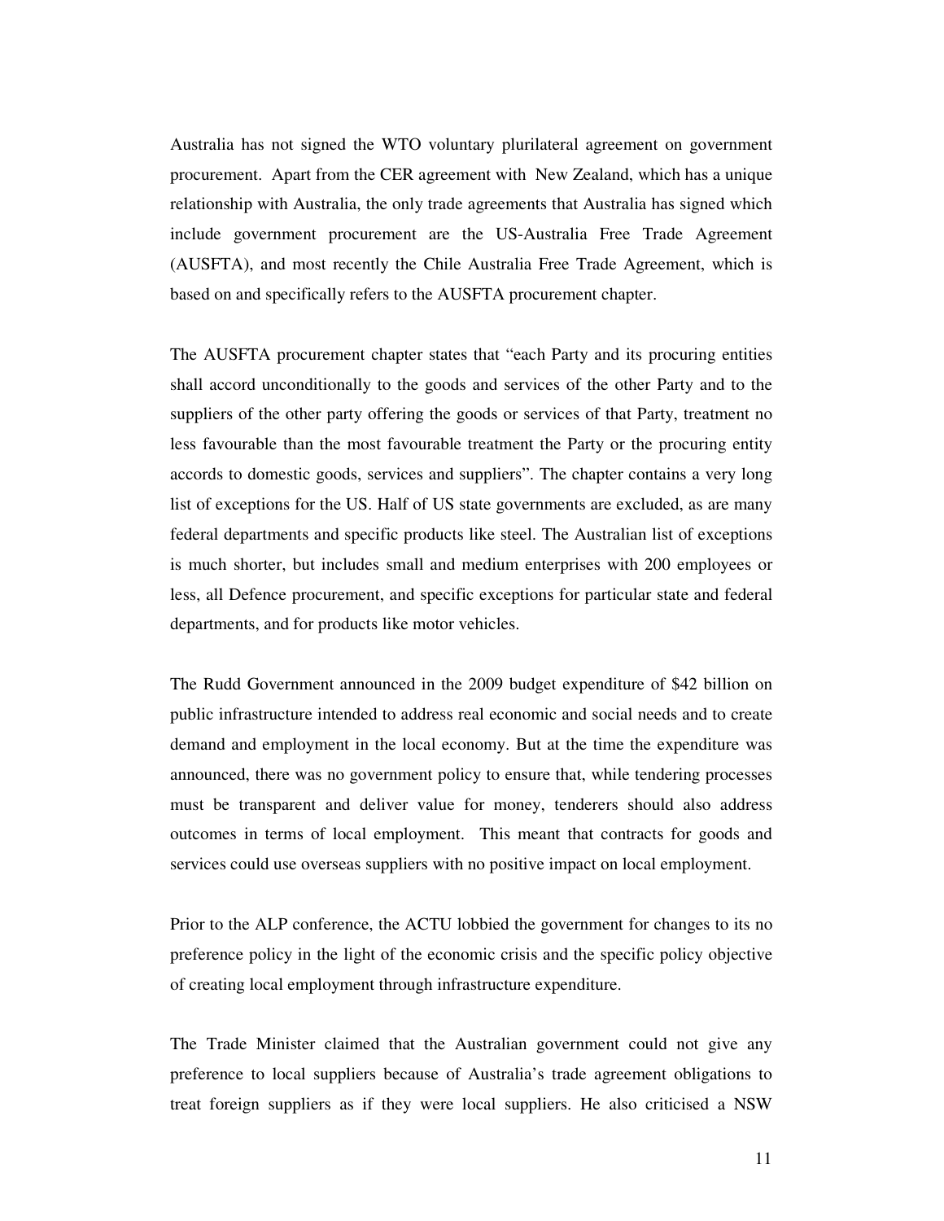Australia has not signed the WTO voluntary plurilateral agreement on government procurement. Apart from the CER agreement with New Zealand, which has a unique relationship with Australia, the only trade agreements that Australia has signed which include government procurement are the US-Australia Free Trade Agreement (AUSFTA), and most recently the Chile Australia Free Trade Agreement, which is based on and specifically refers to the AUSFTA procurement chapter.

The AUSFTA procurement chapter states that "each Party and its procuring entities shall accord unconditionally to the goods and services of the other Party and to the suppliers of the other party offering the goods or services of that Party, treatment no less favourable than the most favourable treatment the Party or the procuring entity accords to domestic goods, services and suppliers". The chapter contains a very long list of exceptions for the US. Half of US state governments are excluded, as are many federal departments and specific products like steel. The Australian list of exceptions is much shorter, but includes small and medium enterprises with 200 employees or less, all Defence procurement, and specific exceptions for particular state and federal departments, and for products like motor vehicles.

The Rudd Government announced in the 2009 budget expenditure of $42 billion on public infrastructure intended to address real economic and social needs and to create demand and employment in the local economy. But at the time the expenditure was announced, there was no government policy to ensure that, while tendering processes must be transparent and deliver value for money, tenderers should also address outcomes in terms of local employment. This meant that contracts for goods and services could use overseas suppliers with no positive impact on local employment.

Prior to the ALP conference, the ACTU lobbied the government for changes to its no preference policy in the light of the economic crisis and the specific policy objective of creating local employment through infrastructure expenditure.

The Trade Minister claimed that the Australian government could not give any preference to local suppliers because of Australia's trade agreement obligations to treat foreign suppliers as if they were local suppliers. He also criticised a NSW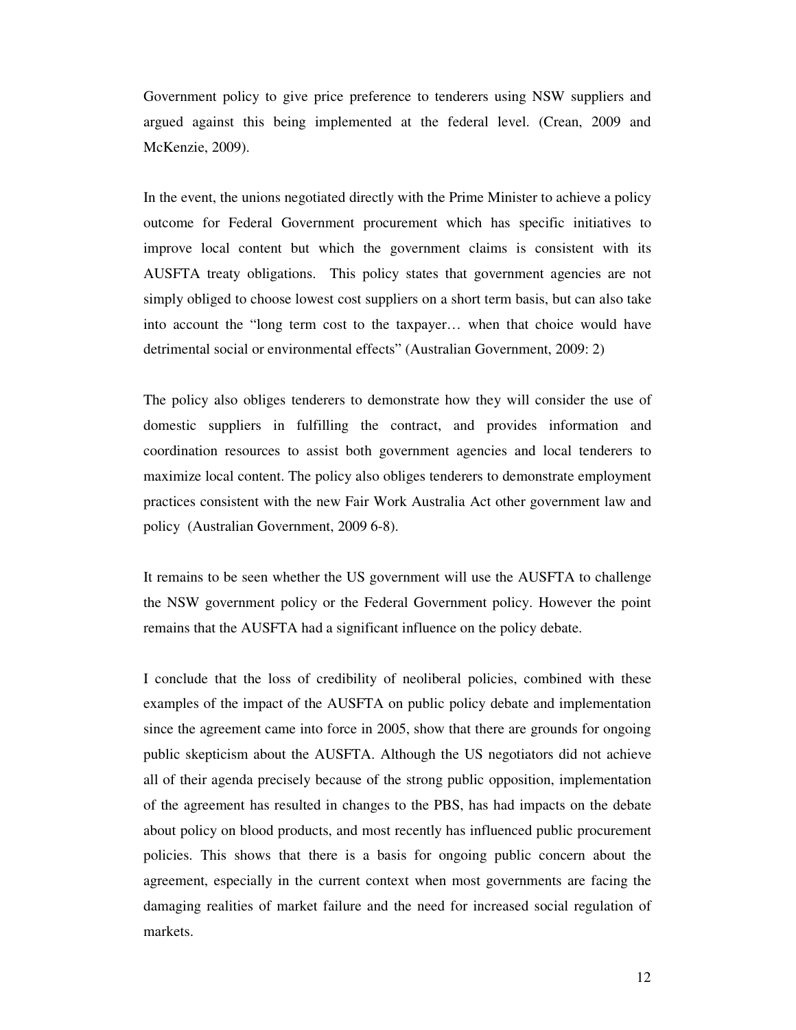Government policy to give price preference to tenderers using NSW suppliers and argued against this being implemented at the federal level. (Crean, 2009 and McKenzie, 2009).

In the event, the unions negotiated directly with the Prime Minister to achieve a policy outcome for Federal Government procurement which has specific initiatives to improve local content but which the government claims is consistent with its AUSFTA treaty obligations. This policy states that government agencies are not simply obliged to choose lowest cost suppliers on a short term basis, but can also take into account the "long term cost to the taxpayer… when that choice would have detrimental social or environmental effects" (Australian Government, 2009: 2)

The policy also obliges tenderers to demonstrate how they will consider the use of domestic suppliers in fulfilling the contract, and provides information and coordination resources to assist both government agencies and local tenderers to maximize local content. The policy also obliges tenderers to demonstrate employment practices consistent with the new Fair Work Australia Act other government law and policy (Australian Government, 2009 6-8).

It remains to be seen whether the US government will use the AUSFTA to challenge the NSW government policy or the Federal Government policy. However the point remains that the AUSFTA had a significant influence on the policy debate.

I conclude that the loss of credibility of neoliberal policies, combined with these examples of the impact of the AUSFTA on public policy debate and implementation since the agreement came into force in 2005, show that there are grounds for ongoing public skepticism about the AUSFTA. Although the US negotiators did not achieve all of their agenda precisely because of the strong public opposition, implementation of the agreement has resulted in changes to the PBS, has had impacts on the debate about policy on blood products, and most recently has influenced public procurement policies. This shows that there is a basis for ongoing public concern about the agreement, especially in the current context when most governments are facing the damaging realities of market failure and the need for increased social regulation of markets.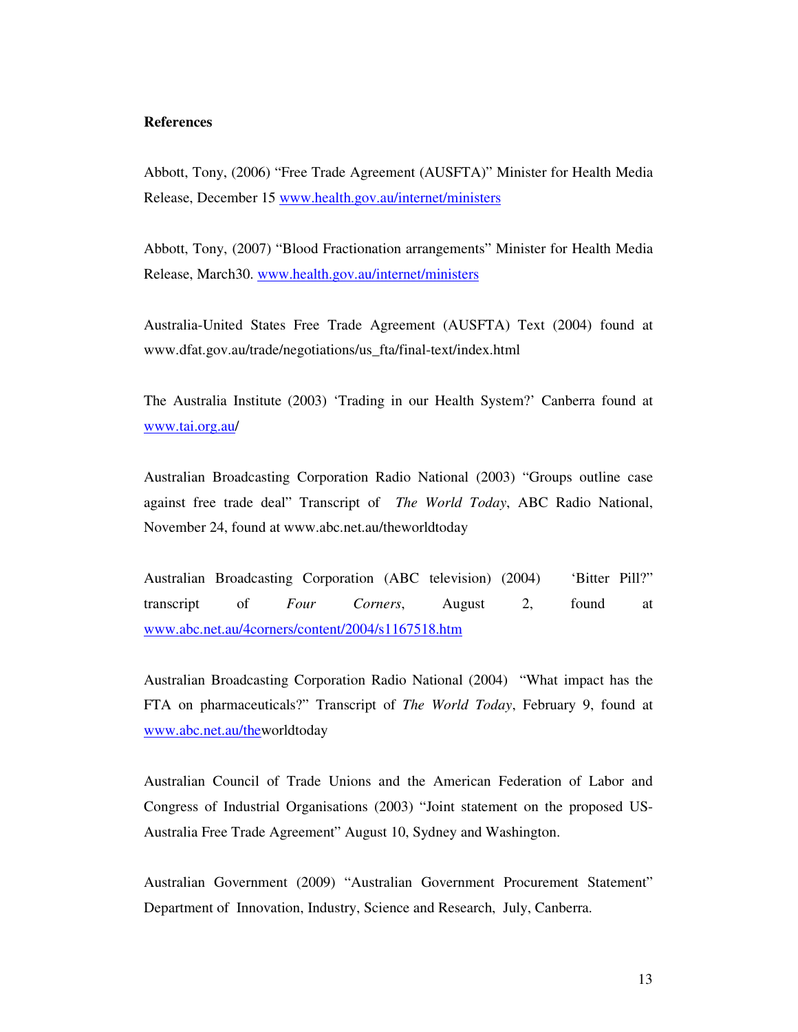**References**

Abbott, Tony, (2006) "Free Trade Agreement (AUSFTA)" Minister for Health Media Release, December 15 www.health.gov.au/internet/ministers

Abbott, Tony, (2007) "Blood Fractionation arrangements" Minister for Health Media Release, March30. www.health.gov.au/internet/ministers

Australia-United States Free Trade Agreement (AUSFTA) Text (2004) found at www.dfat.gov.au/trade/negotiations/us_fta/final-text/index.html

The Australia Institute (2003) 'Trading in our Health System?' Canberra found at www.tai.org.au/

Australian Broadcasting Corporation Radio National (2003) "Groups outline case against free trade deal" Transcript of *The World Today*, ABC Radio National, November 24, found at www.abc.net.au/theworldtoday

Australian Broadcasting Corporation (ABC television) (2004) 'Bitter Pill?" transcript of *Four Corners*, August 2, found at www.abc.net.au/4corners/content/2004/s1167518.htm

Australian Broadcasting Corporation Radio National (2004) "What impact has the FTA on pharmaceuticals?" Transcript of *The World Today*, February 9, found at www.abc.net.au/theworldtoday

Australian Council of Trade Unions and the American Federation of Labor and Congress of Industrial Organisations (2003) "Joint statement on the proposed US-Australia Free Trade Agreement" August 10, Sydney and Washington.

Australian Government (2009) "Australian Government Procurement Statement" Department of Innovation, Industry, Science and Research, July, Canberra.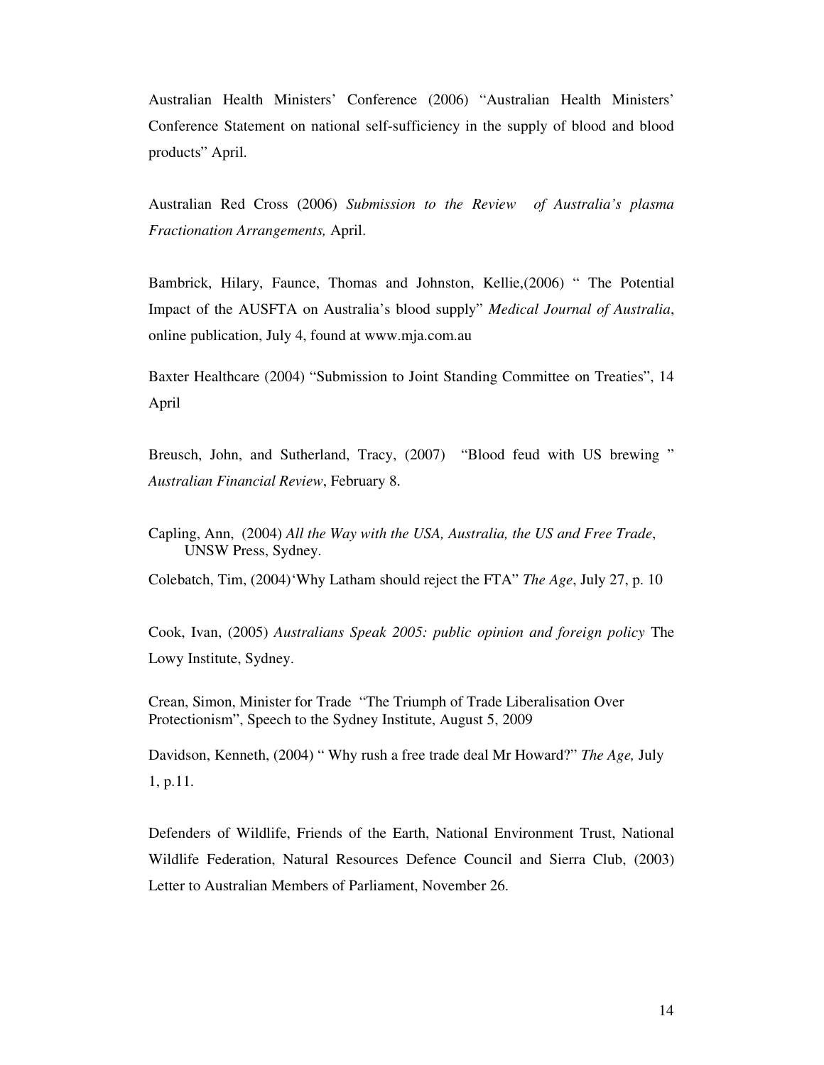Australian Health Ministers' Conference (2006) "Australian Health Ministers' Conference Statement on national self-sufficiency in the supply of blood and blood products" April.

Australian Red Cross (2006) *Submission to the Review of Australia's plasma Fractionation Arrangements,* April.

Bambrick, Hilary, Faunce, Thomas and Johnston, Kellie,(2006) " The Potential Impact of the AUSFTA on Australia's blood supply" *Medical Journal of Australia*, online publication, July 4, found at www.mja.com.au

Baxter Healthcare (2004) "Submission to Joint Standing Committee on Treaties", 14 April

Breusch, John, and Sutherland, Tracy, (2007) "Blood feud with US brewing " *Australian Financial Review*, February 8.

Capling, Ann, (2004) *All the Way with the USA, Australia, the US and Free Trade*, UNSW Press, Sydney.

Colebatch, Tim, (2004)'Why Latham should reject the FTA" *The Age*, July 27, p. 10

Cook, Ivan, (2005) *Australians Speak 2005: public opinion and foreign policy* The Lowy Institute, Sydney.

Crean, Simon, Minister for Trade "The Triumph of Trade Liberalisation Over Protectionism", Speech to the Sydney Institute, August 5, 2009

Davidson, Kenneth, (2004) " Why rush a free trade deal Mr Howard?" *The Age,* July 1, p.11.

Defenders of Wildlife, Friends of the Earth, National Environment Trust, National Wildlife Federation, Natural Resources Defence Council and Sierra Club, (2003) Letter to Australian Members of Parliament, November 26.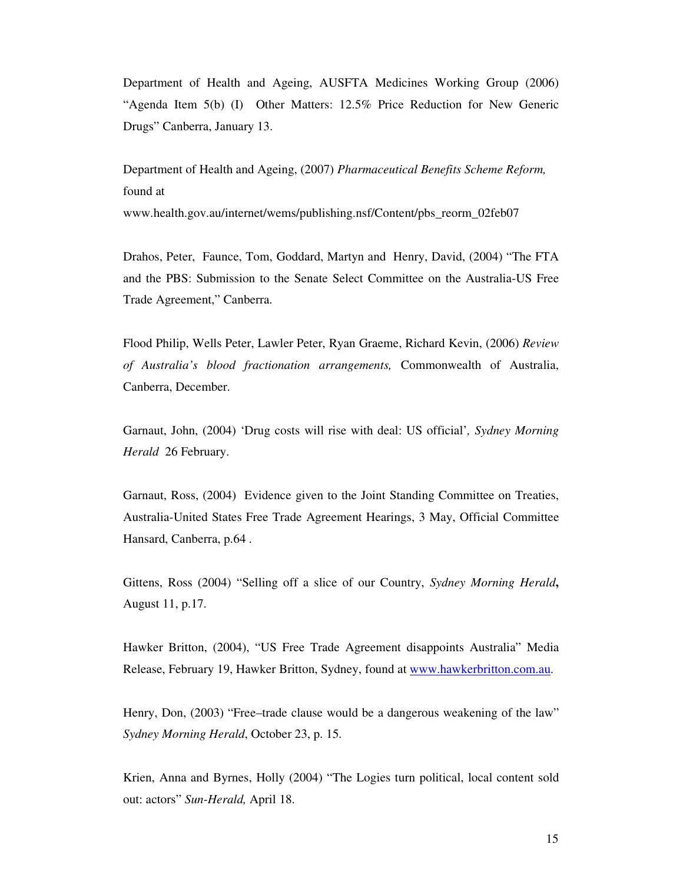Department of Health and Ageing, AUSFTA Medicines Working Group (2006) "Agenda Item 5(b) (I) Other Matters: 12.5% Price Reduction for New Generic Drugs" Canberra, January 13.

Department of Health and Ageing, (2007) *Pharmaceutical Benefits Scheme Reform,* found at www.health.gov.au/internet/wems/publishing.nsf/Content/pbs_reorm_02feb07

Drahos, Peter, Faunce, Tom, Goddard, Martyn and Henry, David, (2004) "The FTA and the PBS: Submission to the Senate Select Committee on the Australia-US Free Trade Agreement," Canberra.

Flood Philip, Wells Peter, Lawler Peter, Ryan Graeme, Richard Kevin, (2006) *Review of Australia's blood fractionation arrangements,* Commonwealth of Australia, Canberra, December.

Garnaut, John, (2004) 'Drug costs will rise with deal: US official'*, Sydney Morning Herald* 26 February.

Garnaut, Ross, (2004) Evidence given to the Joint Standing Committee on Treaties, Australia-United States Free Trade Agreement Hearings, 3 May, Official Committee Hansard, Canberra, p.64 .

Gittens, Ross (2004) "Selling off a slice of our Country, *Sydney Morning Herald***,** August 11, p.17.

Hawker Britton, (2004), "US Free Trade Agreement disappoints Australia" Media Release, February 19, Hawker Britton, Sydney, found at www.hawkerbritton.com.au.

Henry, Don, (2003) "Free–trade clause would be a dangerous weakening of the law" *Sydney Morning Herald*, October 23, p. 15.

Krien, Anna and Byrnes, Holly (2004) "The Logies turn political, local content sold out: actors" *Sun-Herald,* April 18.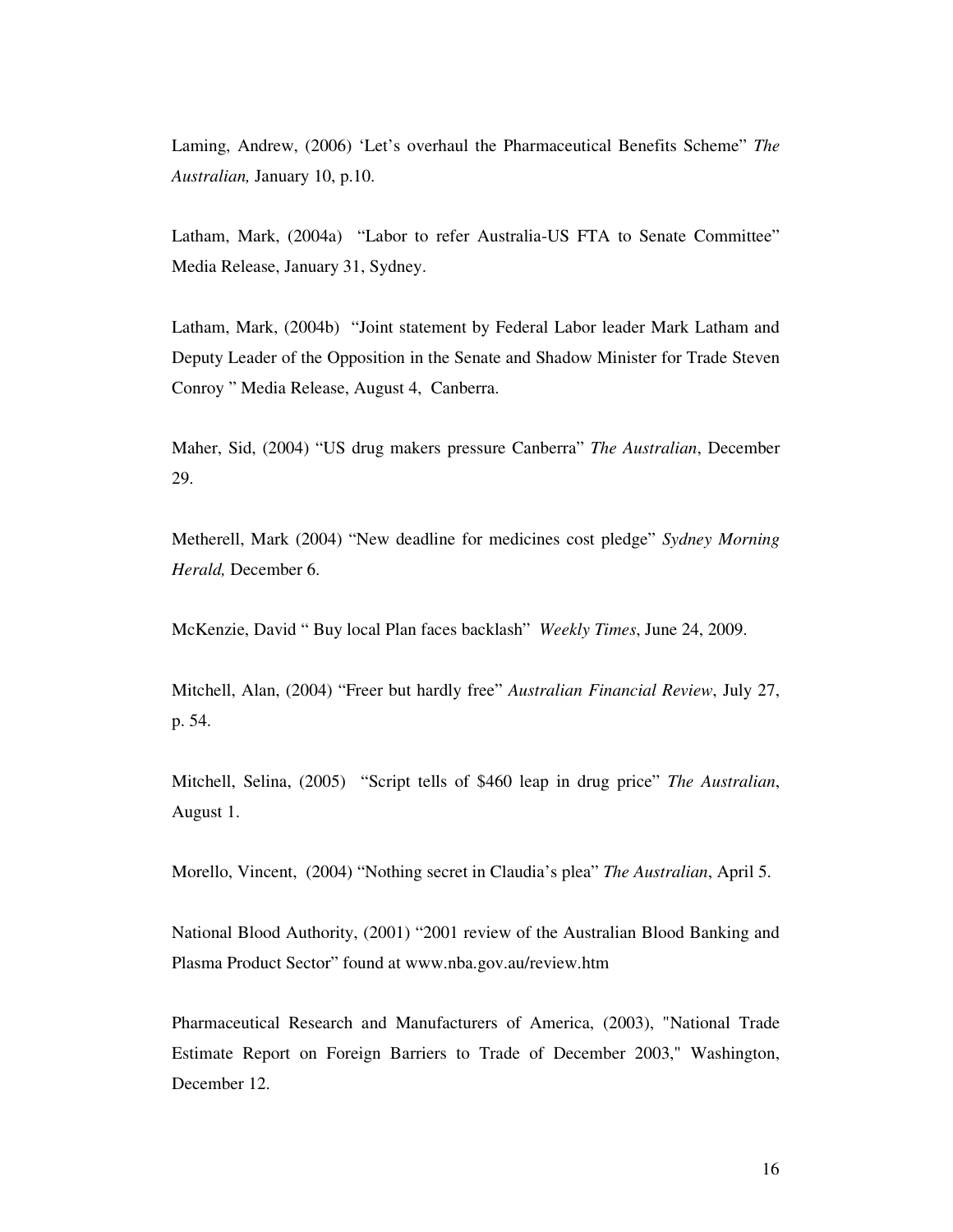Laming, Andrew, (2006) 'Let's overhaul the Pharmaceutical Benefits Scheme" *The Australian,* January 10, p.10.

Latham, Mark, (2004a) "Labor to refer Australia-US FTA to Senate Committee" Media Release, January 31, Sydney.

Latham, Mark, (2004b) "Joint statement by Federal Labor leader Mark Latham and Deputy Leader of the Opposition in the Senate and Shadow Minister for Trade Steven Conroy " Media Release, August 4, Canberra.

Maher, Sid, (2004) "US drug makers pressure Canberra" *The Australian*, December 29.

Metherell, Mark (2004) "New deadline for medicines cost pledge" *Sydney Morning Herald,* December 6.

McKenzie, David " Buy local Plan faces backlash" *Weekly Times*, June 24, 2009.

Mitchell, Alan, (2004) "Freer but hardly free" *Australian Financial Review*, July 27, p. 54.

Mitchell, Selina, (2005) "Script tells of $460 leap in drug price" *The Australian*, August 1.

Morello, Vincent, (2004) "Nothing secret in Claudia's plea" *The Australian*, April 5.

National Blood Authority, (2001) "2001 review of the Australian Blood Banking and Plasma Product Sector" found at www.nba.gov.au/review.htm

Pharmaceutical Research and Manufacturers of America, (2003), "National Trade Estimate Report on Foreign Barriers to Trade of December 2003," Washington, December 12.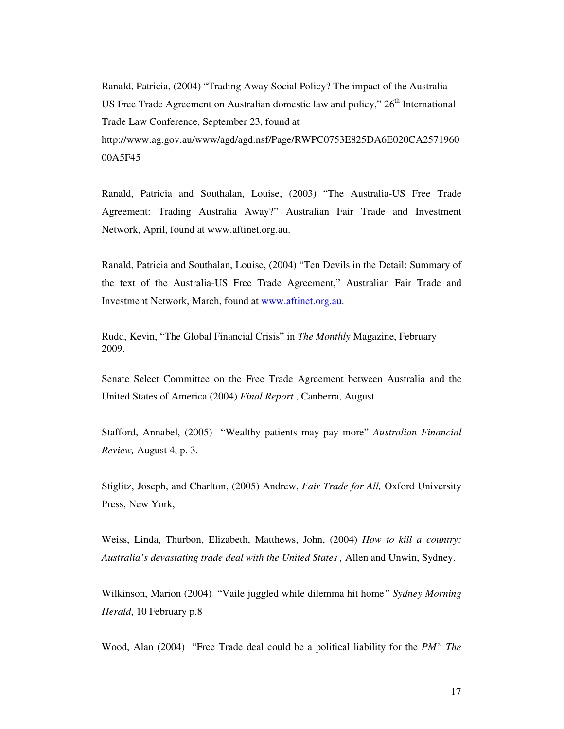Ranald, Patricia, (2004) "Trading Away Social Policy? The impact of the Australia-US Free Trade Agreement on Australian domestic law and policy," 26th International Trade Law Conference, September 23, found at http://www.ag.gov.au/www/agd/agd.nsf/Page/RWPC0753E825DA6E020CA257196000A5F45

Ranald, Patricia and Southalan, Louise, (2003) "The Australia-US Free Trade Agreement: Trading Australia Away?" Australian Fair Trade and Investment Network, April, found at www.aftinet.org.au.

Ranald, Patricia and Southalan, Louise, (2004) "Ten Devils in the Detail: Summary of the text of the Australia-US Free Trade Agreement," Australian Fair Trade and Investment Network, March, found at www.aftinet.org.au.

Rudd, Kevin, "The Global Financial Crisis" in *The Monthly* Magazine, February 2009.

Senate Select Committee on the Free Trade Agreement between Australia and the United States of America (2004) *Final Report* , Canberra, August .

Stafford, Annabel, (2005) "Wealthy patients may pay more" *Australian Financial Review,* August 4, p. 3.

Stiglitz, Joseph, and Charlton, (2005) Andrew, *Fair Trade for All,* Oxford University Press, New York,

Weiss, Linda, Thurbon, Elizabeth, Matthews, John, (2004) *How to kill a country: Australia's devastating trade deal with the United States ,* Allen and Unwin, Sydney.

Wilkinson, Marion (2004) "Vaile juggled while dilemma hit home*" Sydney Morning Herald*, 10 February p.8

Wood, Alan (2004) "Free Trade deal could be a political liability for the *PM" The*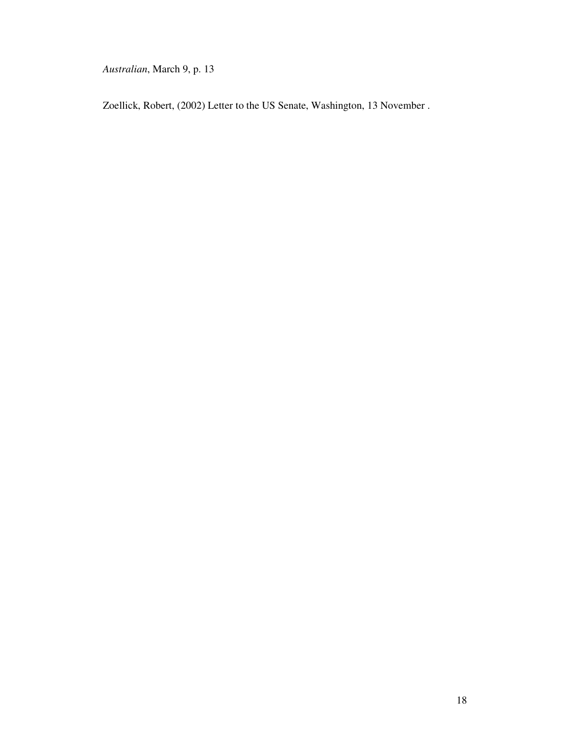*Australian*, March 9, p. 13

Zoellick, Robert, (2002) Letter to the US Senate, Washington, 13 November .